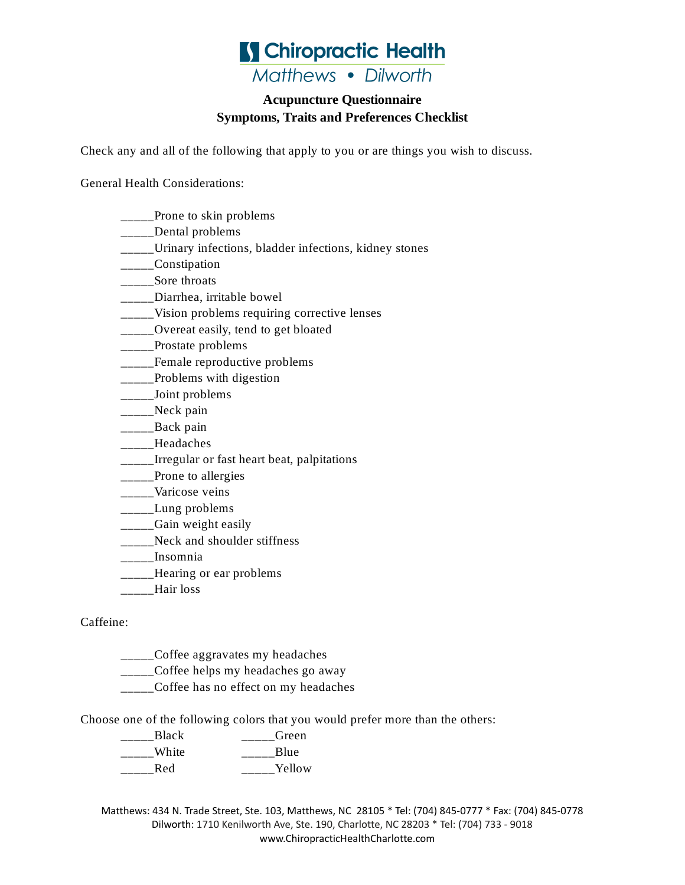# Chiropractic Health

Matthews • Dilworth

## Acupuncture Questionnaire
## Symptoms, Traits and Preferences Checklist

Check any and all of the following that apply to you or are things you wish to discuss.

General Health Considerations:

_____Prone to skin problems
_____Dental problems
_____Urinary infections, bladder infections, kidney stones
_____Constipation
_____Sore throats
_____Diarrhea, irritable bowel
_____Vision problems requiring corrective lenses
_____Overeat easily, tend to get bloated
_____Prostate problems
_____Female reproductive problems
_____Problems with digestion
_____Joint problems
_____Neck pain
_____Back pain
_____Headaches
_____Irregular or fast heart beat, palpitations
_____Prone to allergies
_____Varicose veins
_____Lung problems
_____Gain weight easily
_____Neck and shoulder stiffness
_____Insomnia
_____Hearing or ear problems
_____Hair loss

Caffeine:

_____Coffee aggravates my headaches
_____Coffee helps my headaches go away
_____Coffee has no effect on my headaches

Choose one of the following colors that you would prefer more than the others:

_____Black    _____Green
_____White    _____Blue
_____Red    _____Yellow

Matthews: 434 N. Trade Street, Ste. 103, Matthews, NC 28105 * Tel: (704) 845-0777 * Fax: (704) 845-0778
Dilworth: 1710 Kenilworth Ave, Ste. 190, Charlotte, NC 28203 * Tel: (704) 733 - 9018
www.ChiropracticHealthCharlotte.com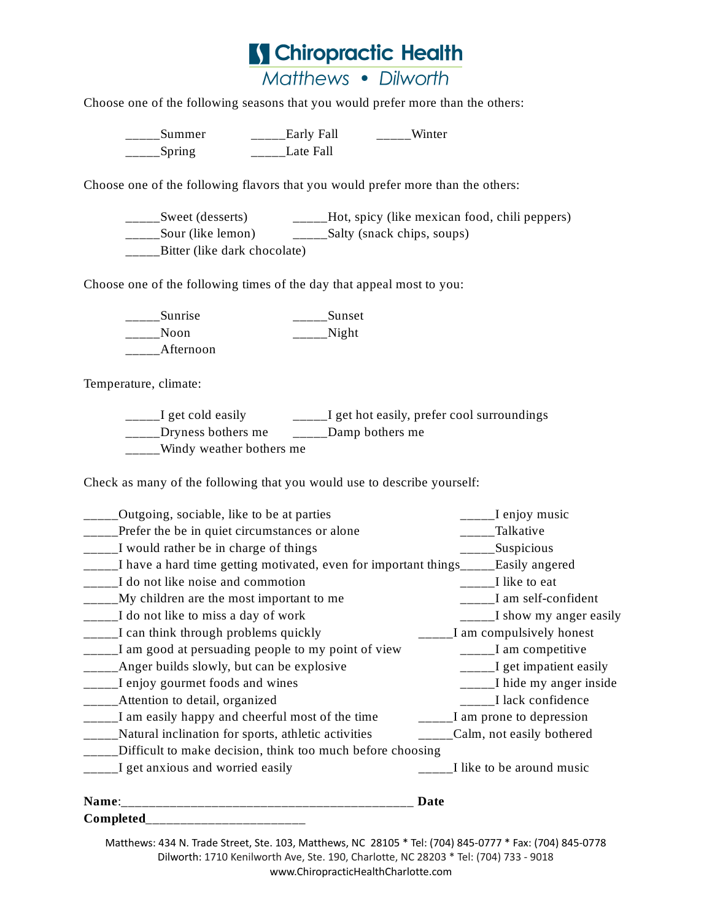# Chiropractic Health

*Matthews • Dilworth*

Choose one of the following seasons that you would prefer more than the others:

_____Summer _____Early Fall _____Winter
_____Spring _____Late Fall

Choose one of the following flavors that you would prefer more than the others:

_____Sweet (desserts) _____Hot, spicy (like mexican food, chili peppers)
_____Sour (like lemon) _____Salty (snack chips, soups)
_____Bitter (like dark chocolate)

Choose one of the following times of the day that appeal most to you:

_____Sunrise _____Sunset
_____Noon _____Night
_____Afternoon

Temperature, climate:

_____I get cold easily _____I get hot easily, prefer cool surroundings
_____Dryness bothers me _____Damp bothers me
_____Windy weather bothers me

Check as many of the following that you would use to describe yourself:

_____Outgoing, sociable, like to be at parties
_____Prefer the be in quiet circumstances or alone
_____I would rather be in charge of things
_____I have a hard time getting motivated, even for important things
_____I do not like noise and commotion
_____My children are the most important to me
_____I do not like to miss a day of work
_____I can think through problems quickly
_____I am good at persuading people to my point of view
_____Anger builds slowly, but can be explosive
_____I enjoy gourmet foods and wines
_____Attention to detail, organized
_____I am easily happy and cheerful most of the time
_____Natural inclination for sports, athletic activities
_____Difficult to make decision, think too much before choosing
_____I get anxious and worried easily
_____I enjoy music
_____Talkative
_____Suspicious
_____Easily angered
_____I like to eat
_____I am self-confident
_____I show my anger easily
_____I am compulsively honest
_____I am competitive
_____I get impatient easily
_____I hide my anger inside
_____I lack confidence
_____I am prone to depression
_____Calm, not easily bothered
_____I like to be around music

**Name**:___________________________________________ **Date Completed**_______________________

Matthews: 434 N. Trade Street, Ste. 103, Matthews, NC 28105 * Tel: (704) 845-0777 * Fax: (704) 845-0778
Dilworth: 1710 Kenilworth Ave, Ste. 190, Charlotte, NC 28203 * Tel: (704) 733 - 9018
www.ChiropracticHealthCharlotte.com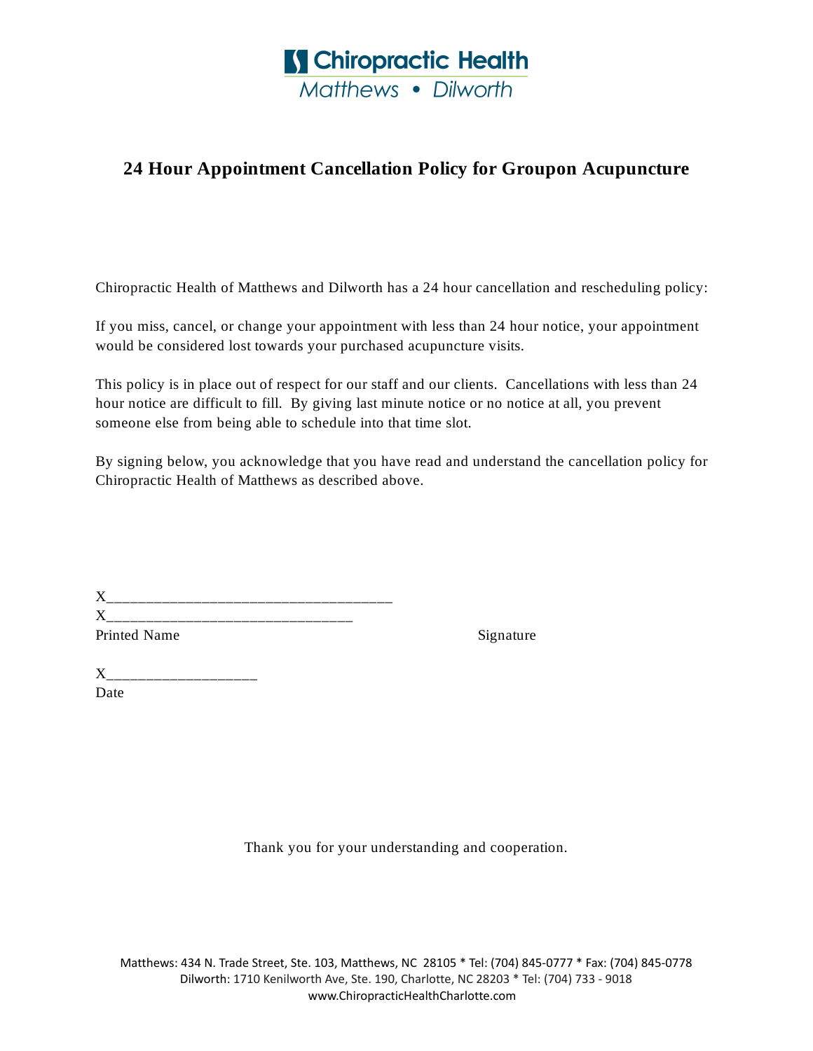Chiropractic Health
Matthews • Dilworth

# 24 Hour Appointment Cancellation Policy for Groupon Acupuncture

Chiropractic Health of Matthews and Dilworth has a 24 hour cancellation and rescheduling policy:

If you miss, cancel, or change your appointment with less than 24 hour notice, your appointment would be considered lost towards your purchased acupuncture visits.

This policy is in place out of respect for our staff and our clients. Cancellations with less than 24 hour notice are difficult to fill. By giving last minute notice or no notice at all, you prevent someone else from being able to schedule into that time slot.

By signing below, you acknowledge that you have read and understand the cancellation policy for Chiropractic Health of Matthews as described above.

X___________________________________
X______________________________
Printed Name                                        Signature

X__________________
Date

Thank you for your understanding and cooperation.

Matthews: 434 N. Trade Street, Ste. 103, Matthews, NC 28105 * Tel: (704) 845-0777 * Fax: (704) 845-0778
Dilworth: 1710 Kenilworth Ave, Ste. 190, Charlotte, NC 28203 * Tel: (704) 733 - 9018
www.ChiropracticHealthCharlotte.com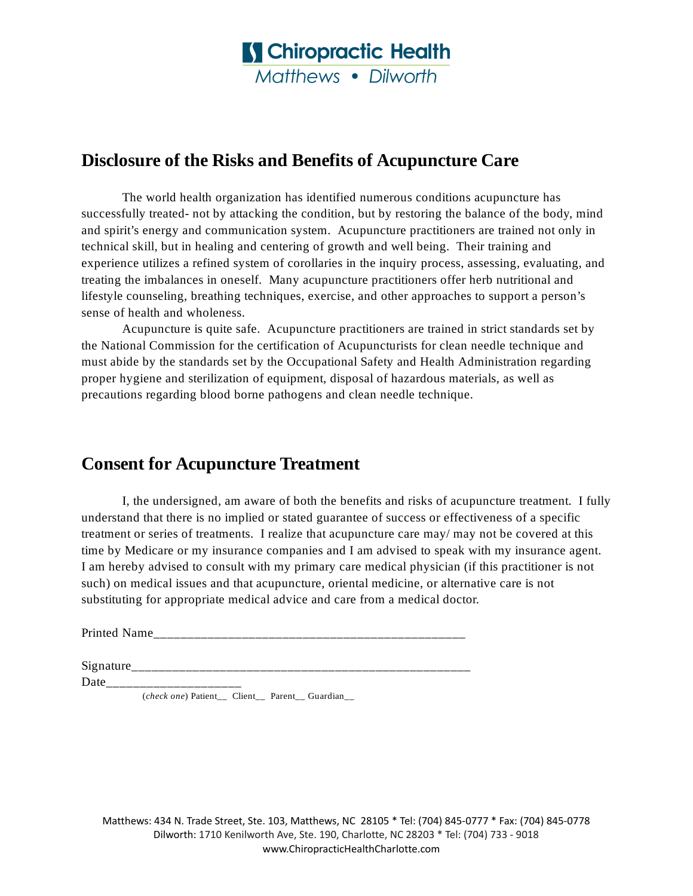Chiropractic Health
Matthews • Dilworth

## Disclosure of the Risks and Benefits of Acupuncture Care

The world health organization has identified numerous conditions acupuncture has successfully treated- not by attacking the condition, but by restoring the balance of the body, mind and spirit's energy and communication system. Acupuncture practitioners are trained not only in technical skill, but in healing and centering of growth and well being. Their training and experience utilizes a refined system of corollaries in the inquiry process, assessing, evaluating, and treating the imbalances in oneself. Many acupuncture practitioners offer herb nutritional and lifestyle counseling, breathing techniques, exercise, and other approaches to support a person's sense of health and wholeness.

Acupuncture is quite safe. Acupuncture practitioners are trained in strict standards set by the National Commission for the certification of Acupuncturists for clean needle technique and must abide by the standards set by the Occupational Safety and Health Administration regarding proper hygiene and sterilization of equipment, disposal of hazardous materials, as well as precautions regarding blood borne pathogens and clean needle technique.

## Consent for Acupuncture Treatment

I, the undersigned, am aware of both the benefits and risks of acupuncture treatment. I fully understand that there is no implied or stated guarantee of success or effectiveness of a specific treatment or series of treatments. I realize that acupuncture care may/ may not be covered at this time by Medicare or my insurance companies and I am advised to speak with my insurance agent. I am hereby advised to consult with my primary care medical physician (if this practitioner is not such) on medical issues and that acupuncture, oriental medicine, or alternative care is not substituting for appropriate medical advice and care from a medical doctor.

Printed Name_______________________________________________

Signature____________________________________________________
Date____________________
(*check one*) Patient__ Client__ Parent__ Guardian__

Matthews: 434 N. Trade Street, Ste. 103, Matthews, NC 28105 * Tel: (704) 845-0777 * Fax: (704) 845-0778
Dilworth: 1710 Kenilworth Ave, Ste. 190, Charlotte, NC 28203 * Tel: (704) 733 - 9018
www.ChiropracticHealthCharlotte.com